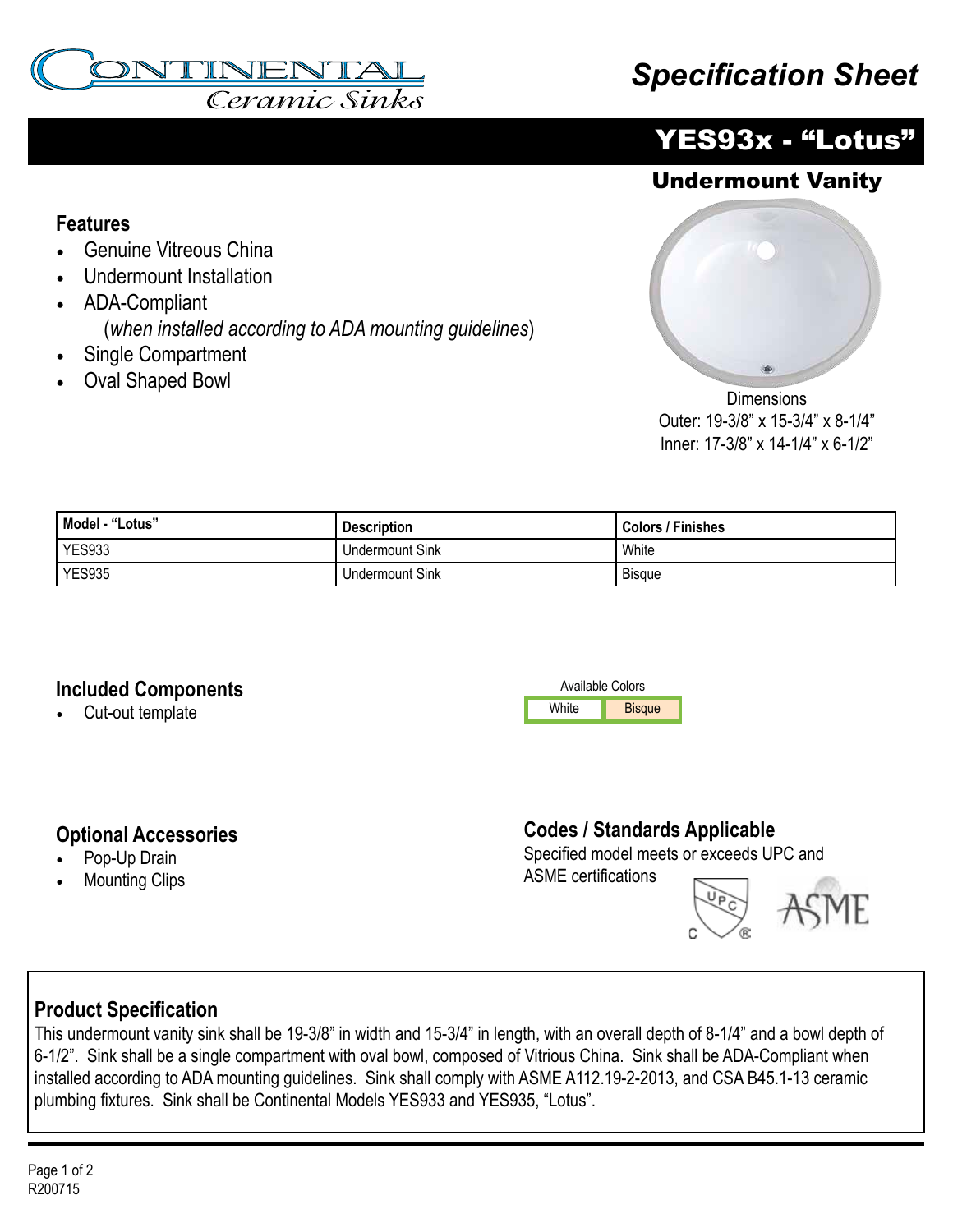CONTINENTAL Ceramic Sinks

# Specification Sheet

## YES93x - "Lotus"

### Undermount Vanity

**Features**

- Genuine Vitreous China
- Undermount Installation
- ADA-Compliant
  (*when installed according to ADA mounting guidelines*)
- Single Compartment
- Oval Shaped Bowl

Dimensions
Outer: 19-3/8" x 15-3/4" x 8-1/4"
Inner: 17-3/8" x 14-1/4" x 6-1/2"

| Model - "Lotus" | Description | Colors / Finishes |
|---|---|---|
| YES933 | Undermount Sink | White |
| YES935 | Undermount Sink | Bisque |

**Included Components**

- Cut-out template

Available Colors

| White | Bisque |
|---|---|

**Optional Accessories**

- Pop-Up Drain
- Mounting Clips

**Codes / Standards Applicable**

Specified model meets or exceeds UPC and ASME certifications

**Product Specification**

This undermount vanity sink shall be 19-3/8" in width and 15-3/4" in length, with an overall depth of 8-1/4" and a bowl depth of 6-1/2". Sink shall be a single compartment with oval bowl, composed of Vitrious China. Sink shall be ADA-Compliant when installed according to ADA mounting guidelines. Sink shall comply with ASME A112.19-2-2013, and CSA B45.1-13 ceramic plumbing fixtures. Sink shall be Continental Models YES933 and YES935, "Lotus".

R200715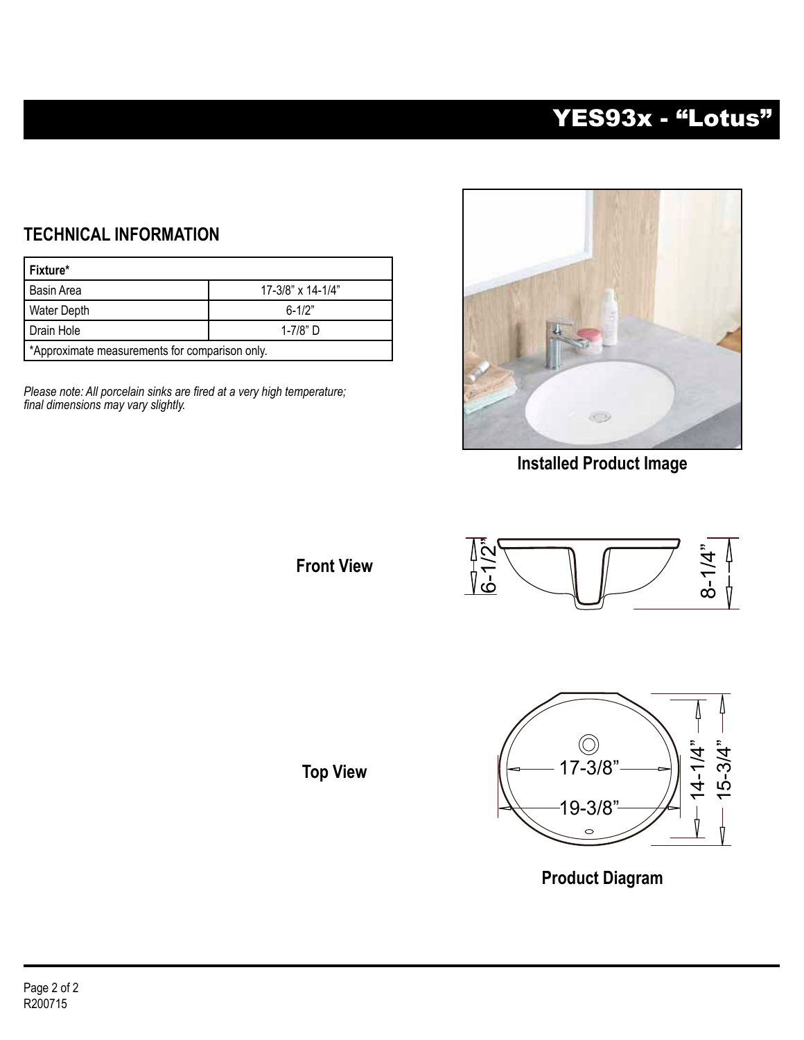# YES93x - "Lotus"

## TECHNICAL INFORMATION

| Fixture* | |
|---|---|
| Basin Area | 17-3/8" x 14-1/4" |
| Water Depth | 6-1/2" |
| Drain Hole | 1-7/8" D |
| *Approximate measurements for comparison only. | |

*Please note: All porcelain sinks are fired at a very high temperature; final dimensions may vary slightly.*

**Installed Product Image**

**Front View**

6-1/2"

8-1/4"

**Top View**

17-3/8"

19-3/8"

14-1/4"

15-3/4"

**Product Diagram**

R200715